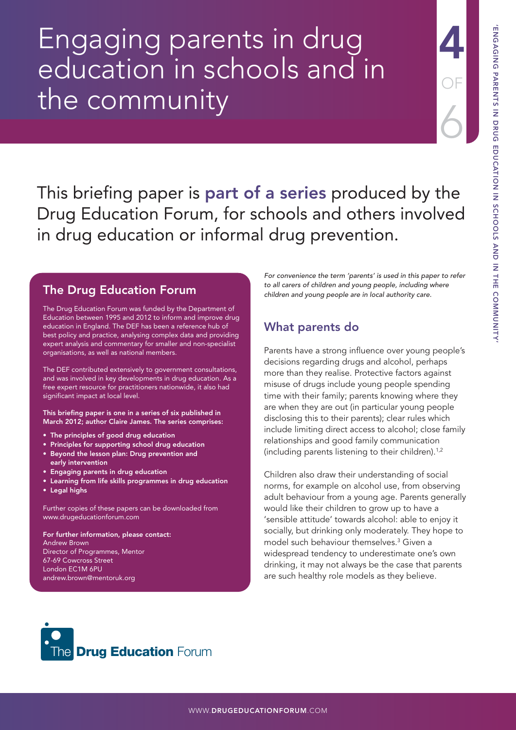# Engaging parents in drug education in schools and in the community

4 OF 6

This briefing paper is **part of a series** produced by the Drug Education Forum, for schools and others involved in drug education or informal drug prevention.

## The Drug Education Forum

The Drug Education Forum was funded by the Department of Education between 1995 and 2012 to inform and improve drug education in England. The DEF has been a reference hub of best policy and practice, analysing complex data and providing expert analysis and commentary for smaller and non-specialist organisations, as well as national members.

The DEF contributed extensively to government consultations, and was involved in key developments in drug education. As a free expert resource for practitioners nationwide, it also had significant impact at local level.

**This briefing paper is one in a series of six published in March 2012; author Claire James. The series comprises:**

- **The principles of good drug education**
- **Principles for supporting school drug education**
- **Beyond the lesson plan: Drug prevention and early intervention**
- **Engaging parents in drug education**
- **Learning from life skills programmes in drug education**
- **Legal highs**

Further copies of these papers can be downloaded from www.drugeducationforum.com

**For further information, please contact:**
Andrew Brown
Director of Programmes, Mentor
67-69 Cowcross Street
London EC1M 6PU
andrew.brown@mentoruk.org

*For convenience the term 'parents' is used in this paper to refer to all carers of children and young people, including where children and young people are in local authority care.*

## What parents do

Parents have a strong influence over young people's decisions regarding drugs and alcohol, perhaps more than they realise. Protective factors against misuse of drugs include young people spending time with their family; parents knowing where they are when they are out (in particular young people disclosing this to their parents); clear rules which include limiting direct access to alcohol; close family relationships and good family communication (including parents listening to their children).[1,2]

Children also draw their understanding of social norms, for example on alcohol use, from observing adult behaviour from a young age. Parents generally would like their children to grow up to have a 'sensible attitude' towards alcohol: able to enjoy it socially, but drinking only moderately. They hope to model such behaviour themselves.[3] Given a widespread tendency to underestimate one's own drinking, it may not always be the case that parents are such healthy role models as they believe.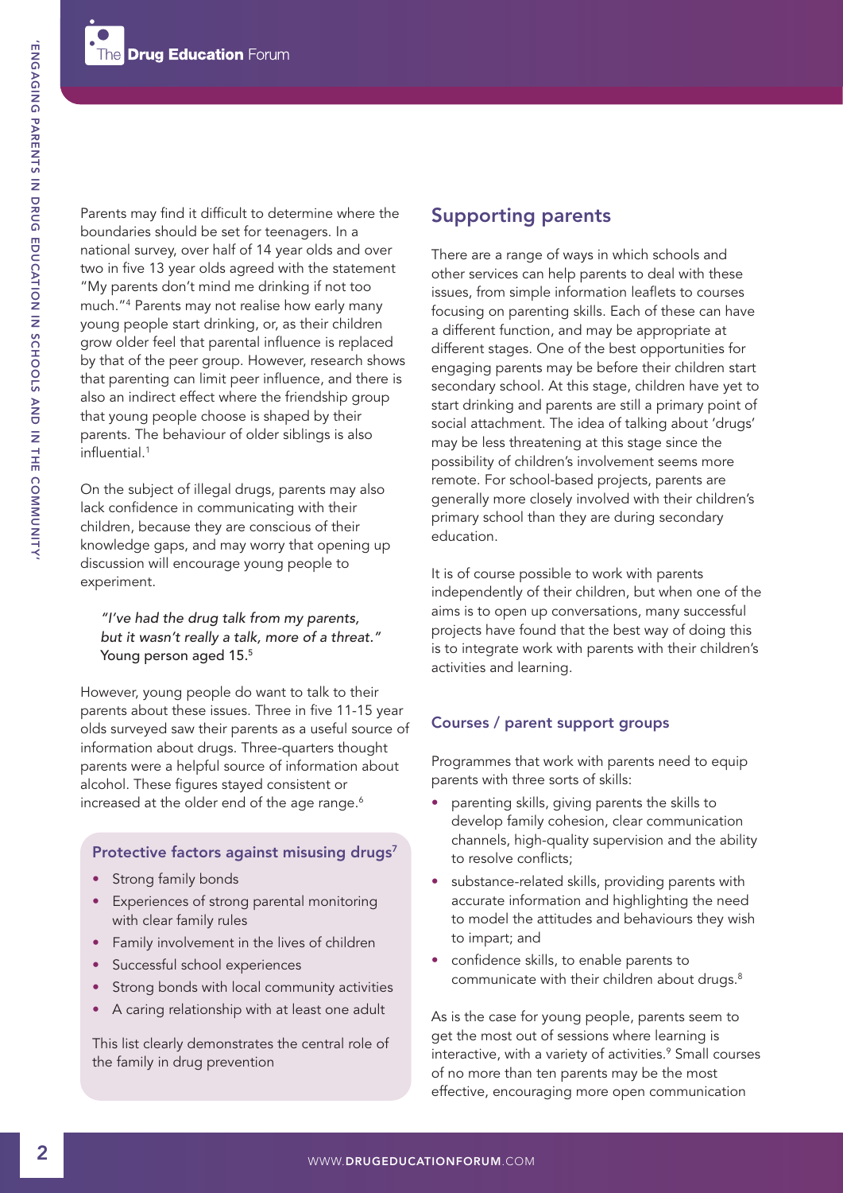Parents may find it difficult to determine where the boundaries should be set for teenagers. In a national survey, over half of 14 year olds and over two in five 13 year olds agreed with the statement "My parents don't mind me drinking if not too much."[4] Parents may not realise how early many young people start drinking, or, as their children grow older feel that parental influence is replaced by that of the peer group. However, research shows that parenting can limit peer influence, and there is also an indirect effect where the friendship group that young people choose is shaped by their parents. The behaviour of older siblings is also influential.[1]

On the subject of illegal drugs, parents may also lack confidence in communicating with their children, because they are conscious of their knowledge gaps, and may worry that opening up discussion will encourage young people to experiment.

> *"I've had the drug talk from my parents, but it wasn't really a talk, more of a threat."*
> Young person aged 15.[5]

However, young people do want to talk to their parents about these issues. Three in five 11-15 year olds surveyed saw their parents as a useful source of information about drugs. Three-quarters thought parents were a helpful source of information about alcohol. These figures stayed consistent or increased at the older end of the age range.[6]

### Protective factors against misusing drugs[7]

- Strong family bonds
- Experiences of strong parental monitoring with clear family rules
- Family involvement in the lives of children
- Successful school experiences
- Strong bonds with local community activities
- A caring relationship with at least one adult

This list clearly demonstrates the central role of the family in drug prevention

## Supporting parents

There are a range of ways in which schools and other services can help parents to deal with these issues, from simple information leaflets to courses focusing on parenting skills. Each of these can have a different function, and may be appropriate at different stages. One of the best opportunities for engaging parents may be before their children start secondary school. At this stage, children have yet to start drinking and parents are still a primary point of social attachment. The idea of talking about 'drugs' may be less threatening at this stage since the possibility of children's involvement seems more remote. For school-based projects, parents are generally more closely involved with their children's primary school than they are during secondary education.

It is of course possible to work with parents independently of their children, but when one of the aims is to open up conversations, many successful projects have found that the best way of doing this is to integrate work with parents with their children's activities and learning.

### Courses / parent support groups

Programmes that work with parents need to equip parents with three sorts of skills:

- parenting skills, giving parents the skills to develop family cohesion, clear communication channels, high-quality supervision and the ability to resolve conflicts;
- substance-related skills, providing parents with accurate information and highlighting the need to model the attitudes and behaviours they wish to impart; and
- confidence skills, to enable parents to communicate with their children about drugs.[8]

As is the case for young people, parents seem to get the most out of sessions where learning is interactive, with a variety of activities.[9] Small courses of no more than ten parents may be the most effective, encouraging more open communication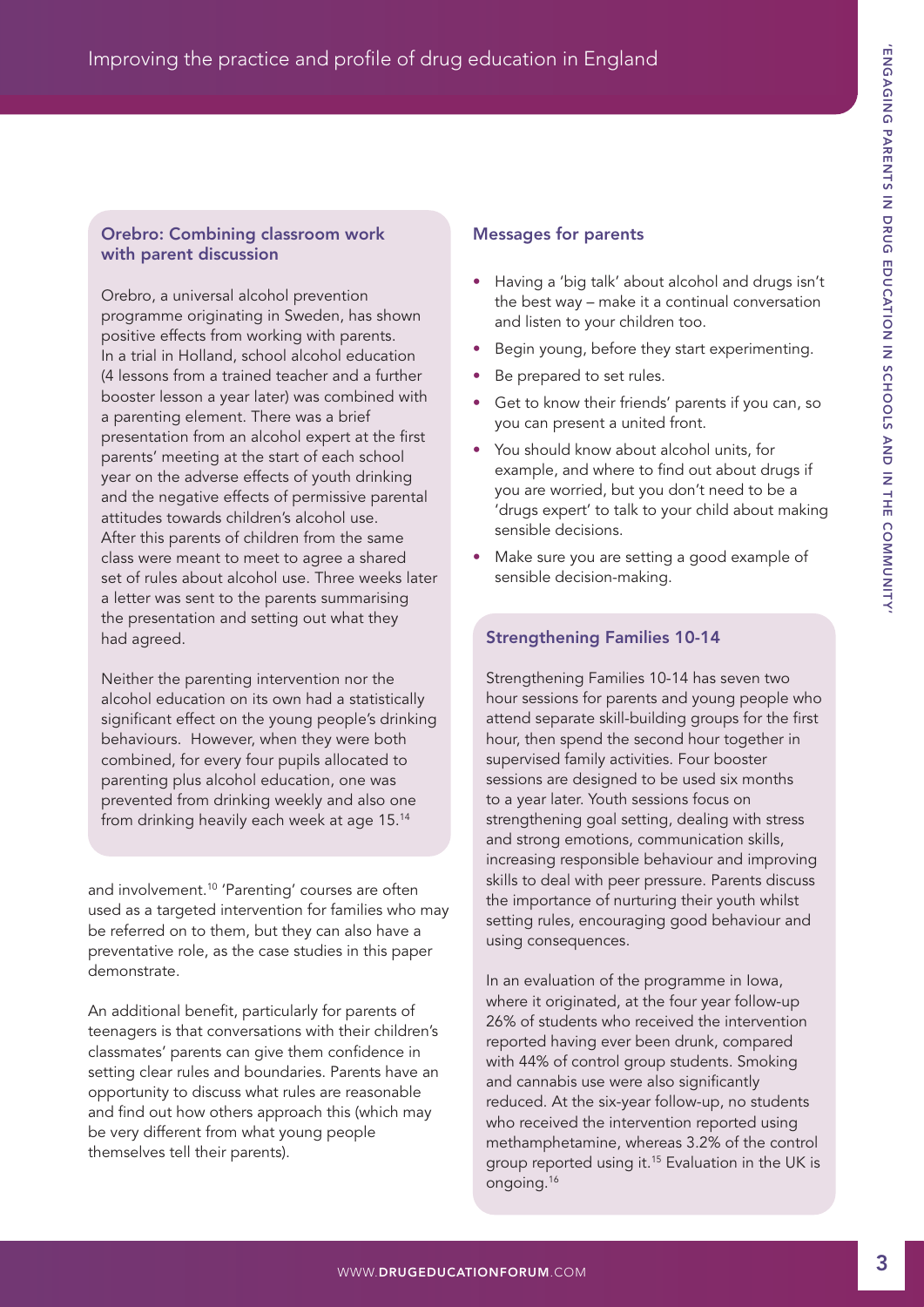### Orebro: Combining classroom work with parent discussion

Orebro, a universal alcohol prevention programme originating in Sweden, has shown positive effects from working with parents. In a trial in Holland, school alcohol education (4 lessons from a trained teacher and a further booster lesson a year later) was combined with a parenting element. There was a brief presentation from an alcohol expert at the first parents' meeting at the start of each school year on the adverse effects of youth drinking and the negative effects of permissive parental attitudes towards children's alcohol use. After this parents of children from the same class were meant to meet to agree a shared set of rules about alcohol use. Three weeks later a letter was sent to the parents summarising the presentation and setting out what they had agreed.

Neither the parenting intervention nor the alcohol education on its own had a statistically significant effect on the young people's drinking behaviours. However, when they were both combined, for every four pupils allocated to parenting plus alcohol education, one was prevented from drinking weekly and also one from drinking heavily each week at age 15.[14]

and involvement.[10] 'Parenting' courses are often used as a targeted intervention for families who may be referred on to them, but they can also have a preventative role, as the case studies in this paper demonstrate.

An additional benefit, particularly for parents of teenagers is that conversations with their children's classmates' parents can give them confidence in setting clear rules and boundaries. Parents have an opportunity to discuss what rules are reasonable and find out how others approach this (which may be very different from what young people themselves tell their parents).

### Messages for parents

- Having a 'big talk' about alcohol and drugs isn't the best way – make it a continual conversation and listen to your children too.
- Begin young, before they start experimenting.
- Be prepared to set rules.
- Get to know their friends' parents if you can, so you can present a united front.
- You should know about alcohol units, for example, and where to find out about drugs if you are worried, but you don't need to be a 'drugs expert' to talk to your child about making sensible decisions.
- Make sure you are setting a good example of sensible decision-making.

### Strengthening Families 10-14

Strengthening Families 10-14 has seven two hour sessions for parents and young people who attend separate skill-building groups for the first hour, then spend the second hour together in supervised family activities. Four booster sessions are designed to be used six months to a year later. Youth sessions focus on strengthening goal setting, dealing with stress and strong emotions, communication skills, increasing responsible behaviour and improving skills to deal with peer pressure. Parents discuss the importance of nurturing their youth whilst setting rules, encouraging good behaviour and using consequences.

In an evaluation of the programme in Iowa, where it originated, at the four year follow-up 26% of students who received the intervention reported having ever been drunk, compared with 44% of control group students. Smoking and cannabis use were also significantly reduced. At the six-year follow-up, no students who received the intervention reported using methamphetamine, whereas 3.2% of the control group reported using it.[15] Evaluation in the UK is ongoing.[16]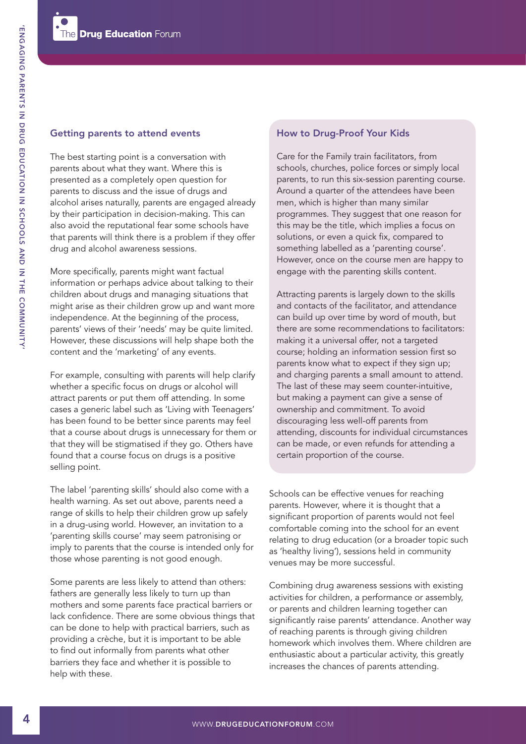## Getting parents to attend events

The best starting point is a conversation with parents about what they want. Where this is presented as a completely open question for parents to discuss and the issue of drugs and alcohol arises naturally, parents are engaged already by their participation in decision-making. This can also avoid the reputational fear some schools have that parents will think there is a problem if they offer drug and alcohol awareness sessions.

More specifically, parents might want factual information or perhaps advice about talking to their children about drugs and managing situations that might arise as their children grow up and want more independence. At the beginning of the process, parents' views of their 'needs' may be quite limited. However, these discussions will help shape both the content and the 'marketing' of any events.

For example, consulting with parents will help clarify whether a specific focus on drugs or alcohol will attract parents or put them off attending. In some cases a generic label such as 'Living with Teenagers' has been found to be better since parents may feel that a course about drugs is unnecessary for them or that they will be stigmatised if they go. Others have found that a course focus on drugs is a positive selling point.

The label 'parenting skills' should also come with a health warning. As set out above, parents need a range of skills to help their children grow up safely in a drug-using world. However, an invitation to a 'parenting skills course' may seem patronising or imply to parents that the course is intended only for those whose parenting is not good enough.

Some parents are less likely to attend than others: fathers are generally less likely to turn up than mothers and some parents face practical barriers or lack confidence. There are some obvious things that can be done to help with practical barriers, such as providing a crèche, but it is important to be able to find out informally from parents what other barriers they face and whether it is possible to help with these.

### How to Drug-Proof Your Kids

Care for the Family train facilitators, from schools, churches, police forces or simply local parents, to run this six-session parenting course. Around a quarter of the attendees have been men, which is higher than many similar programmes. They suggest that one reason for this may be the title, which implies a focus on solutions, or even a quick fix, compared to something labelled as a 'parenting course'. However, once on the course men are happy to engage with the parenting skills content.

Attracting parents is largely down to the skills and contacts of the facilitator, and attendance can build up over time by word of mouth, but there are some recommendations to facilitators: making it a universal offer, not a targeted course; holding an information session first so parents know what to expect if they sign up; and charging parents a small amount to attend. The last of these may seem counter-intuitive, but making a payment can give a sense of ownership and commitment. To avoid discouraging less well-off parents from attending, discounts for individual circumstances can be made, or even refunds for attending a certain proportion of the course.

Schools can be effective venues for reaching parents. However, where it is thought that a significant proportion of parents would not feel comfortable coming into the school for an event relating to drug education (or a broader topic such as 'healthy living'), sessions held in community venues may be more successful.

Combining drug awareness sessions with existing activities for children, a performance or assembly, or parents and children learning together can significantly raise parents' attendance. Another way of reaching parents is through giving children homework which involves them. Where children are enthusiastic about a particular activity, this greatly increases the chances of parents attending.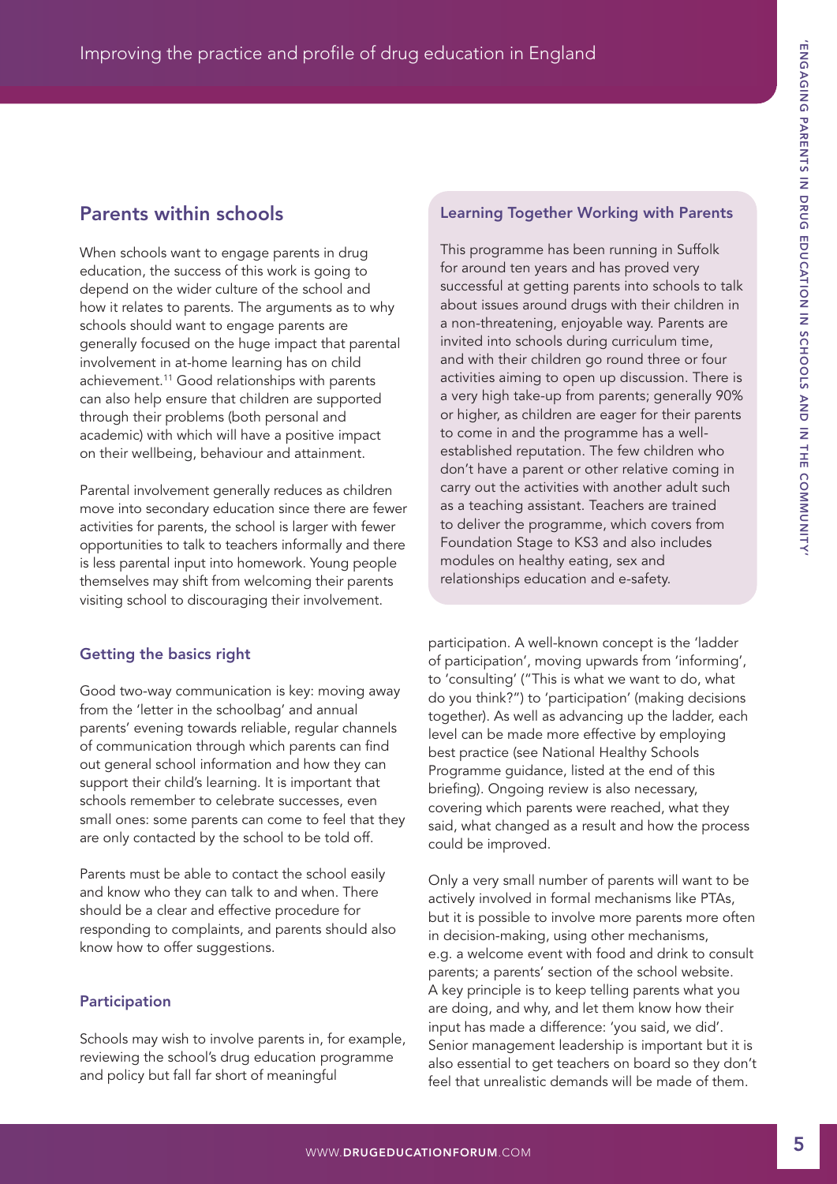## Parents within schools

When schools want to engage parents in drug education, the success of this work is going to depend on the wider culture of the school and how it relates to parents. The arguments as to why schools should want to engage parents are generally focused on the huge impact that parental involvement in at-home learning has on child achievement.[11] Good relationships with parents can also help ensure that children are supported through their problems (both personal and academic) with which will have a positive impact on their wellbeing, behaviour and attainment.

Parental involvement generally reduces as children move into secondary education since there are fewer activities for parents, the school is larger with fewer opportunities to talk to teachers informally and there is less parental input into homework. Young people themselves may shift from welcoming their parents visiting school to discouraging their involvement.

### Getting the basics right

Good two-way communication is key: moving away from the 'letter in the schoolbag' and annual parents' evening towards reliable, regular channels of communication through which parents can find out general school information and how they can support their child's learning. It is important that schools remember to celebrate successes, even small ones: some parents can come to feel that they are only contacted by the school to be told off.

Parents must be able to contact the school easily and know who they can talk to and when. There should be a clear and effective procedure for responding to complaints, and parents should also know how to offer suggestions.

### Participation

Schools may wish to involve parents in, for example, reviewing the school's drug education programme and policy but fall far short of meaningful participation. A well-known concept is the 'ladder of participation', moving upwards from 'informing', to 'consulting' ("This is what we want to do, what do you think?") to 'participation' (making decisions together). As well as advancing up the ladder, each level can be made more effective by employing best practice (see National Healthy Schools Programme guidance, listed at the end of this briefing). Ongoing review is also necessary, covering which parents were reached, what they said, what changed as a result and how the process could be improved.

Only a very small number of parents will want to be actively involved in formal mechanisms like PTAs, but it is possible to involve more parents more often in decision-making, using other mechanisms, e.g. a welcome event with food and drink to consult parents; a parents' section of the school website. A key principle is to keep telling parents what you are doing, and why, and let them know how their input has made a difference: 'you said, we did'. Senior management leadership is important but it is also essential to get teachers on board so they don't feel that unrealistic demands will be made of them.

### Learning Together Working with Parents

This programme has been running in Suffolk for around ten years and has proved very successful at getting parents into schools to talk about issues around drugs with their children in a non-threatening, enjoyable way. Parents are invited into schools during curriculum time, and with their children go round three or four activities aiming to open up discussion. There is a very high take-up from parents; generally 90% or higher, as children are eager for their parents to come in and the programme has a well-established reputation. The few children who don't have a parent or other relative coming in carry out the activities with another adult such as a teaching assistant. Teachers are trained to deliver the programme, which covers from Foundation Stage to KS3 and also includes modules on healthy eating, sex and relationships education and e-safety.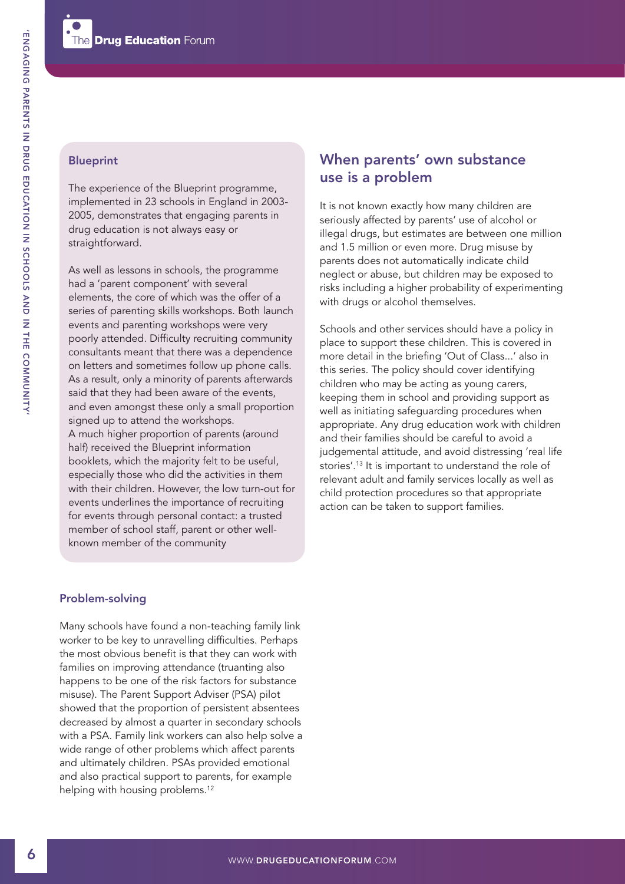### Blueprint

The experience of the Blueprint programme, implemented in 23 schools in England in 2003-2005, demonstrates that engaging parents in drug education is not always easy or straightforward.

As well as lessons in schools, the programme had a 'parent component' with several elements, the core of which was the offer of a series of parenting skills workshops. Both launch events and parenting workshops were very poorly attended. Difficulty recruiting community consultants meant that there was a dependence on letters and sometimes follow up phone calls. As a result, only a minority of parents afterwards said that they had been aware of the events, and even amongst these only a small proportion signed up to attend the workshops.
A much higher proportion of parents (around half) received the Blueprint information booklets, which the majority felt to be useful, especially those who did the activities in them with their children. However, the low turn-out for events underlines the importance of recruiting for events through personal contact: a trusted member of school staff, parent or other well-known member of the community

### Problem-solving

Many schools have found a non-teaching family link worker to be key to unravelling difficulties. Perhaps the most obvious benefit is that they can work with families on improving attendance (truanting also happens to be one of the risk factors for substance misuse). The Parent Support Adviser (PSA) pilot showed that the proportion of persistent absentees decreased by almost a quarter in secondary schools with a PSA. Family link workers can also help solve a wide range of other problems which affect parents and ultimately children. PSAs provided emotional and also practical support to parents, for example helping with housing problems.[12]

## When parents' own substance use is a problem

It is not known exactly how many children are seriously affected by parents' use of alcohol or illegal drugs, but estimates are between one million and 1.5 million or even more. Drug misuse by parents does not automatically indicate child neglect or abuse, but children may be exposed to risks including a higher probability of experimenting with drugs or alcohol themselves.

Schools and other services should have a policy in place to support these children. This is covered in more detail in the briefing 'Out of Class...' also in this series. The policy should cover identifying children who may be acting as young carers, keeping them in school and providing support as well as initiating safeguarding procedures when appropriate. Any drug education work with children and their families should be careful to avoid a judgemental attitude, and avoid distressing 'real life stories'.[13] It is important to understand the role of relevant adult and family services locally as well as child protection procedures so that appropriate action can be taken to support families.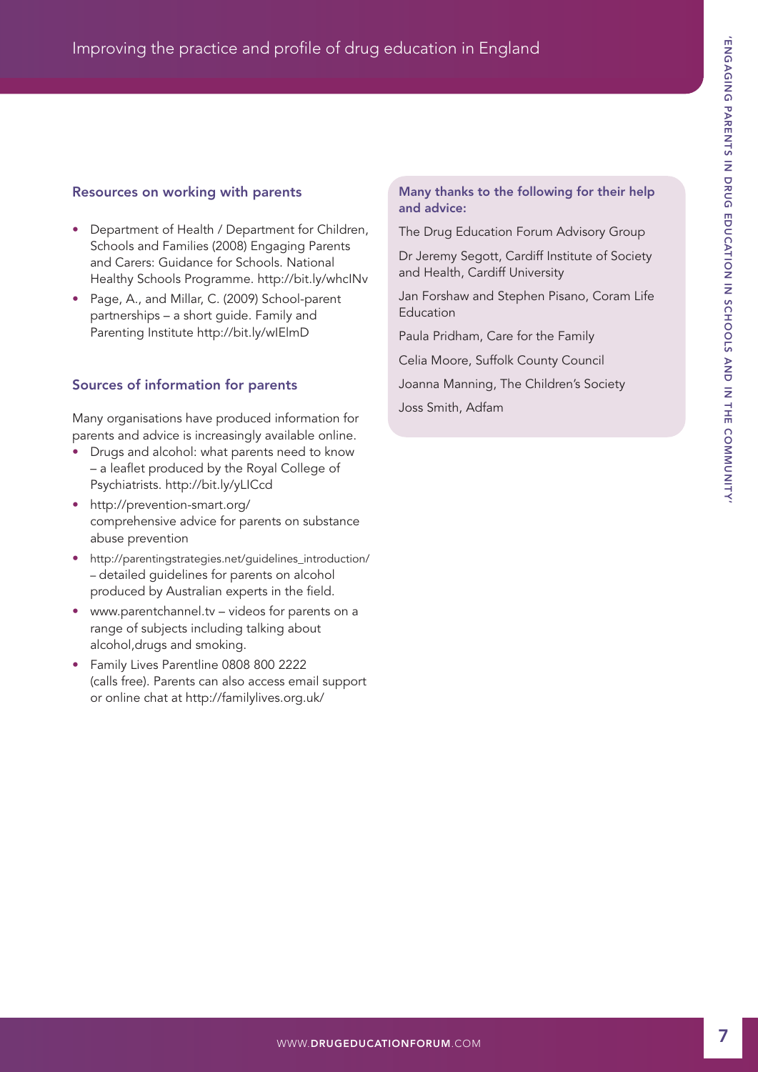### Resources on working with parents

- Department of Health / Department for Children, Schools and Families (2008) Engaging Parents and Carers: Guidance for Schools. National Healthy Schools Programme. http://bit.ly/whcINv
- Page, A., and Millar, C. (2009) School-parent partnerships – a short guide. Family and Parenting Institute http://bit.ly/wIElmD

### Sources of information for parents

Many organisations have produced information for parents and advice is increasingly available online.

- Drugs and alcohol: what parents need to know – a leaflet produced by the Royal College of Psychiatrists. http://bit.ly/yLICcd
- http://prevention-smart.org/ comprehensive advice for parents on substance abuse prevention
- http://parentingstrategies.net/guidelines_introduction/ – detailed guidelines for parents on alcohol produced by Australian experts in the field.
- www.parentchannel.tv – videos for parents on a range of subjects including talking about alcohol,drugs and smoking.
- Family Lives Parentline 0808 800 2222 (calls free). Parents can also access email support or online chat at http://familylives.org.uk/

#### Many thanks to the following for their help and advice:

The Drug Education Forum Advisory Group

Dr Jeremy Segott, Cardiff Institute of Society and Health, Cardiff University

Jan Forshaw and Stephen Pisano, Coram Life Education

Paula Pridham, Care for the Family

Celia Moore, Suffolk County Council

Joanna Manning, The Children's Society

Joss Smith, Adfam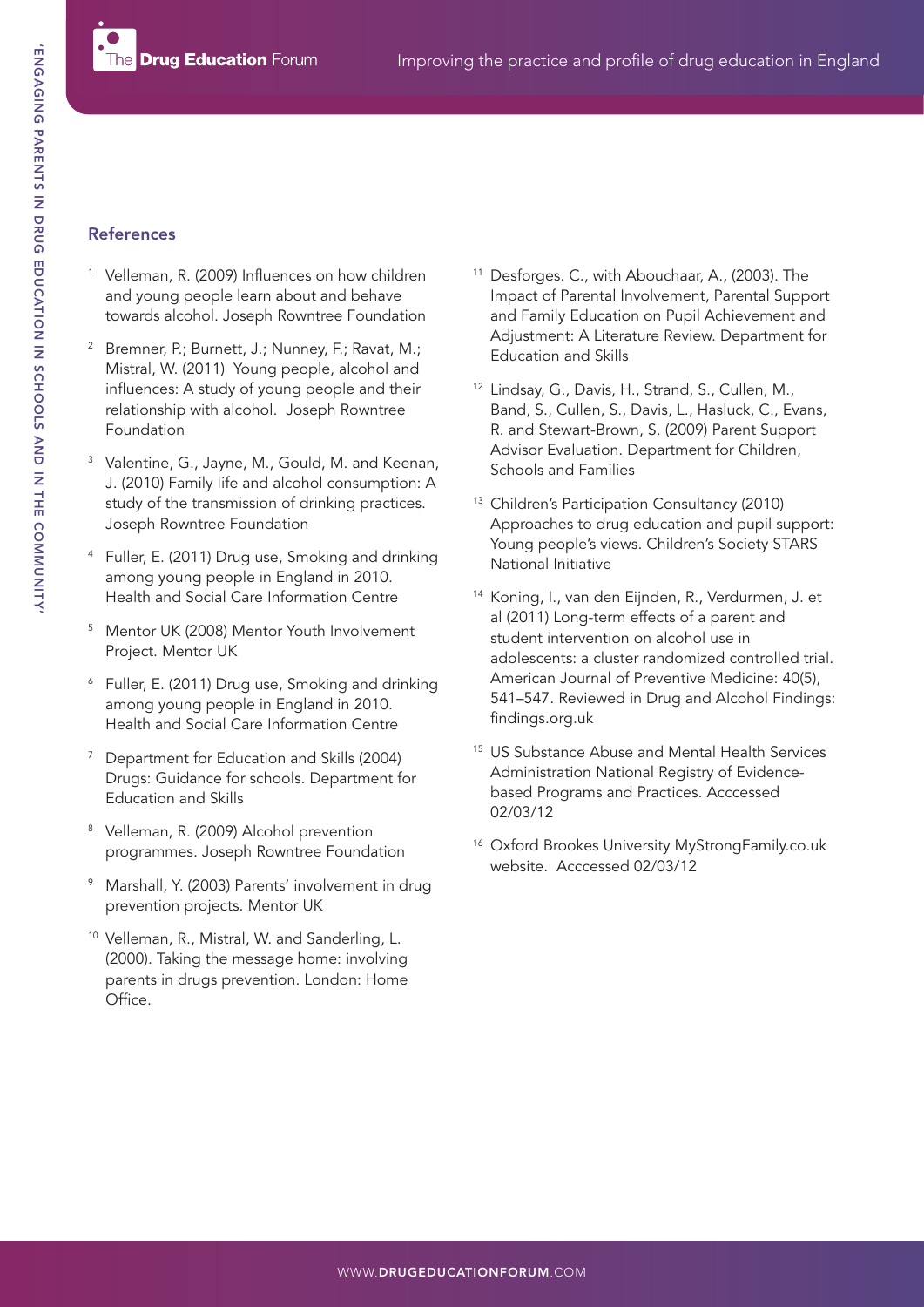## References

1. Velleman, R. (2009) Influences on how children and young people learn about and behave towards alcohol. Joseph Rowntree Foundation
2. Bremner, P.; Burnett, J.; Nunney, F.; Ravat, M.; Mistral, W. (2011) Young people, alcohol and influences: A study of young people and their relationship with alcohol. Joseph Rowntree Foundation
3. Valentine, G., Jayne, M., Gould, M. and Keenan, J. (2010) Family life and alcohol consumption: A study of the transmission of drinking practices. Joseph Rowntree Foundation
4. Fuller, E. (2011) Drug use, Smoking and drinking among young people in England in 2010. Health and Social Care Information Centre
5. Mentor UK (2008) Mentor Youth Involvement Project. Mentor UK
6. Fuller, E. (2011) Drug use, Smoking and drinking among young people in England in 2010. Health and Social Care Information Centre
7. Department for Education and Skills (2004) Drugs: Guidance for schools. Department for Education and Skills
8. Velleman, R. (2009) Alcohol prevention programmes. Joseph Rowntree Foundation
9. Marshall, Y. (2003) Parents' involvement in drug prevention projects. Mentor UK
10. Velleman, R., Mistral, W. and Sanderling, L. (2000). Taking the message home: involving parents in drugs prevention. London: Home Office.
11. Desforges. C., with Abouchaar, A., (2003). The Impact of Parental Involvement, Parental Support and Family Education on Pupil Achievement and Adjustment: A Literature Review. Department for Education and Skills
12. Lindsay, G., Davis, H., Strand, S., Cullen, M., Band, S., Cullen, S., Davis, L., Hasluck, C., Evans, R. and Stewart-Brown, S. (2009) Parent Support Advisor Evaluation. Department for Children, Schools and Families
13. Children's Participation Consultancy (2010) Approaches to drug education and pupil support: Young people's views. Children's Society STARS National Initiative
14. Koning, I., van den Eijnden, R., Verdurmen, J. et al (2011) Long-term effects of a parent and student intervention on alcohol use in adolescents: a cluster randomized controlled trial. American Journal of Preventive Medicine: 40(5), 541–547. Reviewed in Drug and Alcohol Findings: findings.org.uk
15. US Substance Abuse and Mental Health Services Administration National Registry of Evidence-based Programs and Practices. Acccessed 02/03/12
16. Oxford Brookes University MyStrongFamily.co.uk website. Acccessed 02/03/12